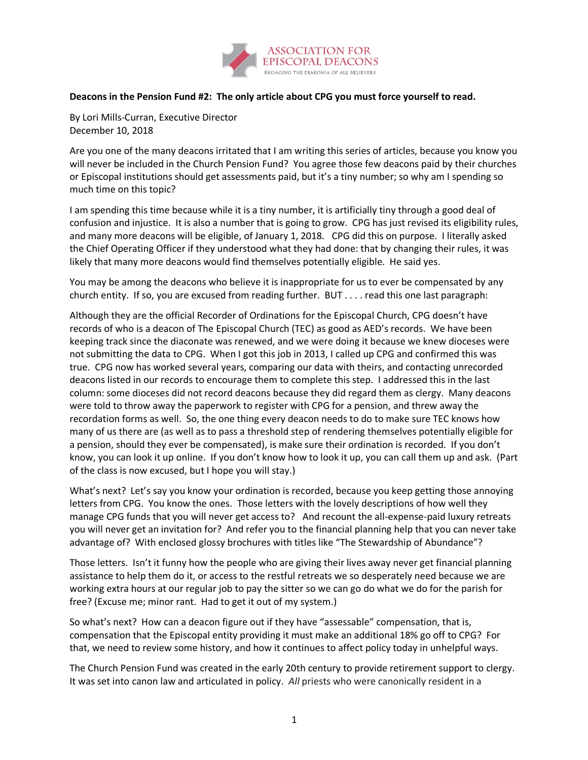**Deacons in the Pension Fund #2: The only article about CPG you must force yourself to read.**

By Lori Mills-Curran, Executive Director
December 10, 2018

Are you one of the many deacons irritated that I am writing this series of articles, because you know you will never be included in the Church Pension Fund? You agree those few deacons paid by their churches or Episcopal institutions should get assessments paid, but it's a tiny number; so why am I spending so much time on this topic?

I am spending this time because while it is a tiny number, it is artificially tiny through a good deal of confusion and injustice. It is also a number that is going to grow. CPG has just revised its eligibility rules, and many more deacons will be eligible, of January 1, 2018. CPG did this on purpose. I literally asked the Chief Operating Officer if they understood what they had done: that by changing their rules, it was likely that many more deacons would find themselves potentially eligible. He said yes.

You may be among the deacons who believe it is inappropriate for us to ever be compensated by any church entity. If so, you are excused from reading further. BUT . . . . read this one last paragraph:

Although they are the official Recorder of Ordinations for the Episcopal Church, CPG doesn't have records of who is a deacon of The Episcopal Church (TEC) as good as AED's records. We have been keeping track since the diaconate was renewed, and we were doing it because we knew dioceses were not submitting the data to CPG. When I got this job in 2013, I called up CPG and confirmed this was true. CPG now has worked several years, comparing our data with theirs, and contacting unrecorded deacons listed in our records to encourage them to complete this step. I addressed this in the last column: some dioceses did not record deacons because they did regard them as clergy. Many deacons were told to throw away the paperwork to register with CPG for a pension, and threw away the recordation forms as well. So, the one thing every deacon needs to do to make sure TEC knows how many of us there are (as well as to pass a threshold step of rendering themselves potentially eligible for a pension, should they ever be compensated), is make sure their ordination is recorded. If you don't know, you can look it up online. If you don't know how to look it up, you can call them up and ask. (Part of the class is now excused, but I hope you will stay.)

What's next? Let's say you know your ordination is recorded, because you keep getting those annoying letters from CPG. You know the ones. Those letters with the lovely descriptions of how well they manage CPG funds that you will never get access to? And recount the all-expense-paid luxury retreats you will never get an invitation for? And refer you to the financial planning help that you can never take advantage of? With enclosed glossy brochures with titles like "The Stewardship of Abundance"?

Those letters. Isn't it funny how the people who are giving their lives away never get financial planning assistance to help them do it, or access to the restful retreats we so desperately need because we are working extra hours at our regular job to pay the sitter so we can go do what we do for the parish for free? (Excuse me; minor rant. Had to get it out of my system.)

So what's next? How can a deacon figure out if they have "assessable" compensation, that is, compensation that the Episcopal entity providing it must make an additional 18% go off to CPG? For that, we need to review some history, and how it continues to affect policy today in unhelpful ways.

The Church Pension Fund was created in the early 20th century to provide retirement support to clergy. It was set into canon law and articulated in policy. *All* priests who were canonically resident in a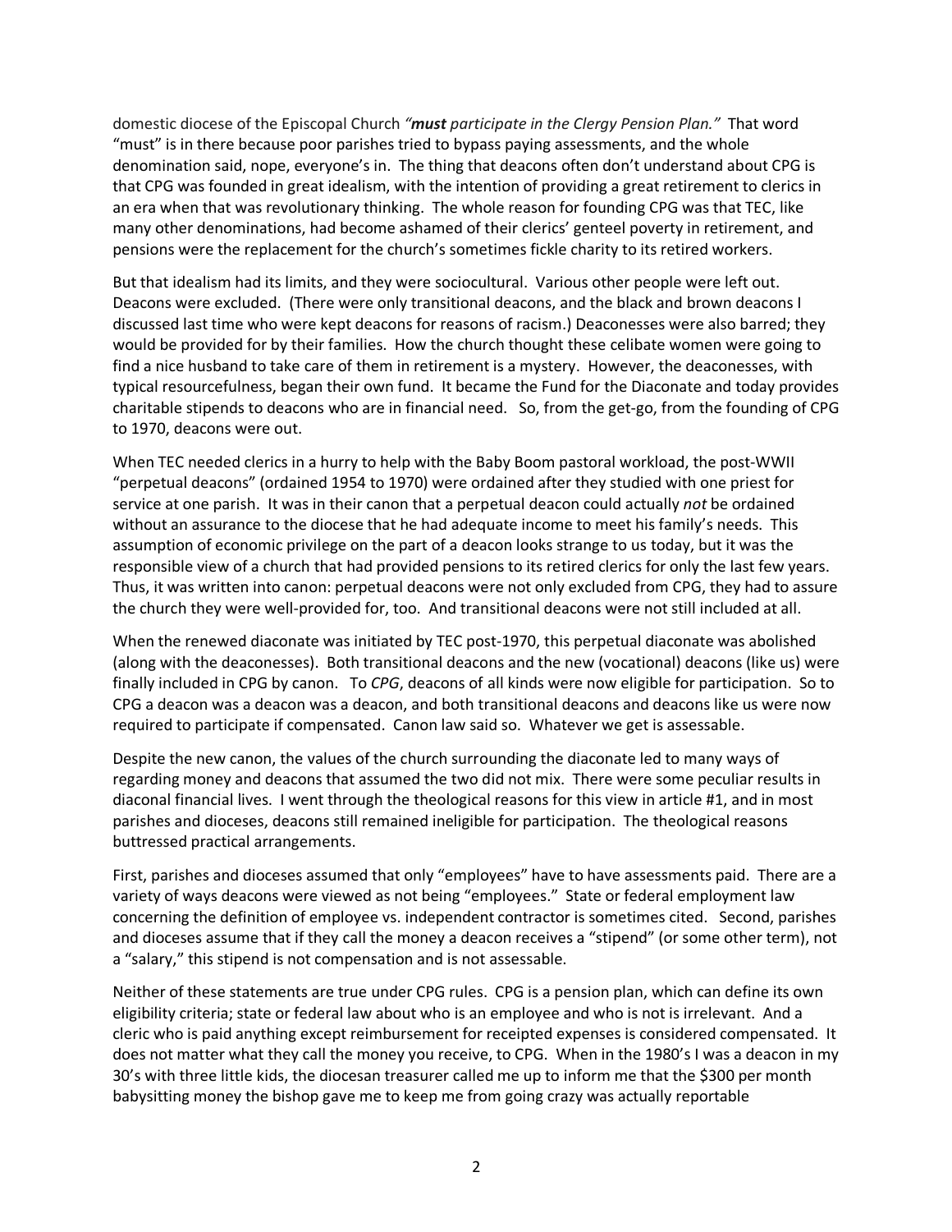domestic diocese of the Episcopal Church *"**must** participate in the Clergy Pension Plan."* That word "must" is in there because poor parishes tried to bypass paying assessments, and the whole denomination said, nope, everyone's in. The thing that deacons often don't understand about CPG is that CPG was founded in great idealism, with the intention of providing a great retirement to clerics in an era when that was revolutionary thinking. The whole reason for founding CPG was that TEC, like many other denominations, had become ashamed of their clerics' genteel poverty in retirement, and pensions were the replacement for the church's sometimes fickle charity to its retired workers.

But that idealism had its limits, and they were sociocultural. Various other people were left out. Deacons were excluded. (There were only transitional deacons, and the black and brown deacons I discussed last time who were kept deacons for reasons of racism.) Deaconesses were also barred; they would be provided for by their families. How the church thought these celibate women were going to find a nice husband to take care of them in retirement is a mystery. However, the deaconesses, with typical resourcefulness, began their own fund. It became the Fund for the Diaconate and today provides charitable stipends to deacons who are in financial need. So, from the get-go, from the founding of CPG to 1970, deacons were out.

When TEC needed clerics in a hurry to help with the Baby Boom pastoral workload, the post-WWII "perpetual deacons" (ordained 1954 to 1970) were ordained after they studied with one priest for service at one parish. It was in their canon that a perpetual deacon could actually *not* be ordained without an assurance to the diocese that he had adequate income to meet his family's needs. This assumption of economic privilege on the part of a deacon looks strange to us today, but it was the responsible view of a church that had provided pensions to its retired clerics for only the last few years. Thus, it was written into canon: perpetual deacons were not only excluded from CPG, they had to assure the church they were well-provided for, too. And transitional deacons were not still included at all.

When the renewed diaconate was initiated by TEC post-1970, this perpetual diaconate was abolished (along with the deaconesses). Both transitional deacons and the new (vocational) deacons (like us) were finally included in CPG by canon. To *CPG*, deacons of all kinds were now eligible for participation. So to CPG a deacon was a deacon was a deacon, and both transitional deacons and deacons like us were now required to participate if compensated. Canon law said so. Whatever we get is assessable.

Despite the new canon, the values of the church surrounding the diaconate led to many ways of regarding money and deacons that assumed the two did not mix. There were some peculiar results in diaconal financial lives. I went through the theological reasons for this view in article #1, and in most parishes and dioceses, deacons still remained ineligible for participation. The theological reasons buttressed practical arrangements.

First, parishes and dioceses assumed that only "employees" have to have assessments paid. There are a variety of ways deacons were viewed as not being "employees." State or federal employment law concerning the definition of employee vs. independent contractor is sometimes cited. Second, parishes and dioceses assume that if they call the money a deacon receives a "stipend" (or some other term), not a "salary," this stipend is not compensation and is not assessable.

Neither of these statements are true under CPG rules. CPG is a pension plan, which can define its own eligibility criteria; state or federal law about who is an employee and who is not is irrelevant. And a cleric who is paid anything except reimbursement for receipted expenses is considered compensated. It does not matter what they call the money you receive, to CPG. When in the 1980's I was a deacon in my 30's with three little kids, the diocesan treasurer called me up to inform me that the $300 per month babysitting money the bishop gave me to keep me from going crazy was actually reportable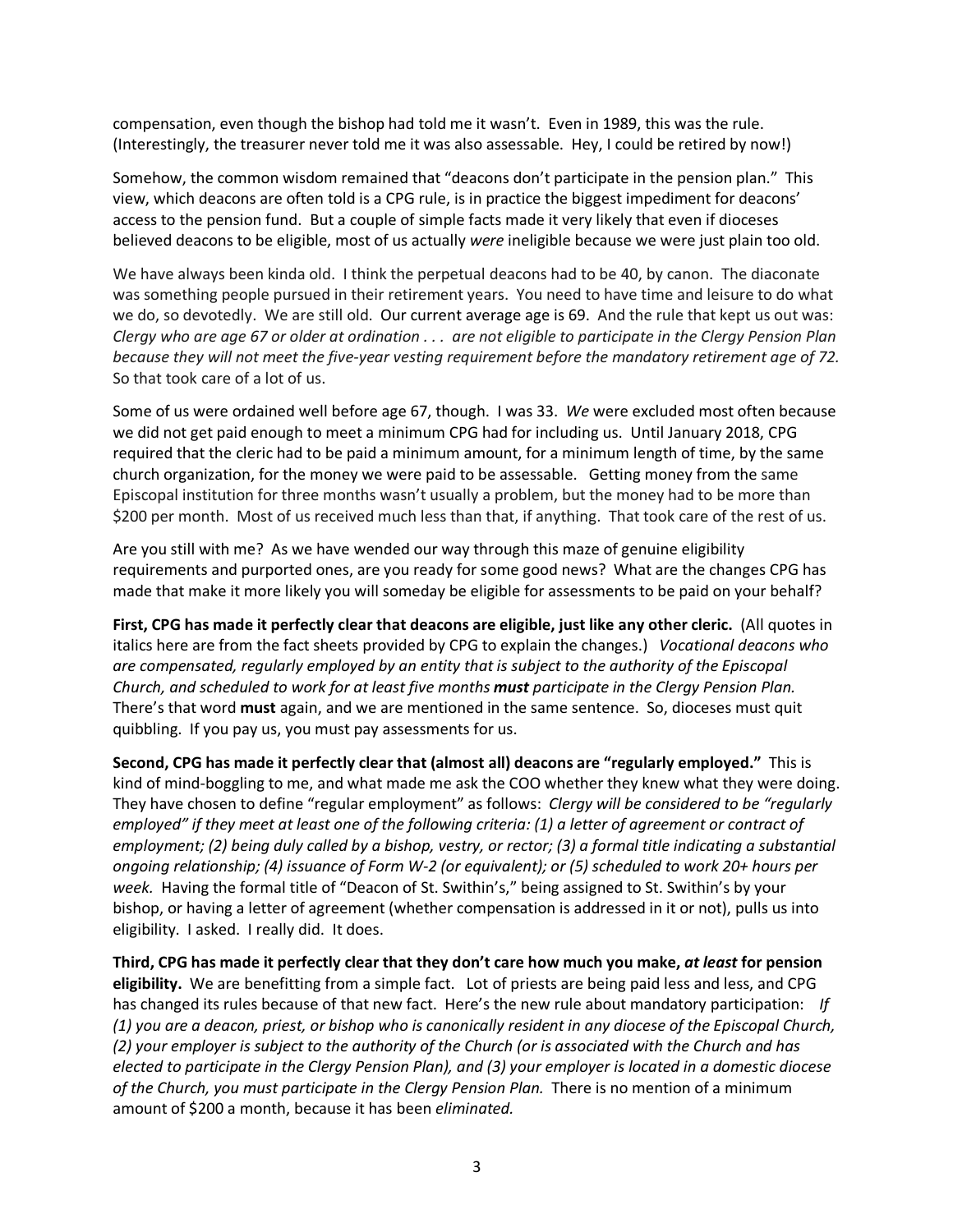compensation, even though the bishop had told me it wasn't. Even in 1989, this was the rule. (Interestingly, the treasurer never told me it was also assessable. Hey, I could be retired by now!)

Somehow, the common wisdom remained that "deacons don't participate in the pension plan." This view, which deacons are often told is a CPG rule, is in practice the biggest impediment for deacons' access to the pension fund. But a couple of simple facts made it very likely that even if dioceses believed deacons to be eligible, most of us actually *were* ineligible because we were just plain too old.

We have always been kinda old. I think the perpetual deacons had to be 40, by canon. The diaconate was something people pursued in their retirement years. You need to have time and leisure to do what we do, so devotedly. We are still old. Our current average age is 69. And the rule that kept us out was: *Clergy who are age 67 or older at ordination . . . are not eligible to participate in the Clergy Pension Plan because they will not meet the five-year vesting requirement before the mandatory retirement age of 72.* So that took care of a lot of us.

Some of us were ordained well before age 67, though. I was 33. *We* were excluded most often because we did not get paid enough to meet a minimum CPG had for including us. Until January 2018, CPG required that the cleric had to be paid a minimum amount, for a minimum length of time, by the same church organization, for the money we were paid to be assessable. Getting money from the same Episcopal institution for three months wasn't usually a problem, but the money had to be more than \$200 per month. Most of us received much less than that, if anything. That took care of the rest of us.

Are you still with me? As we have wended our way through this maze of genuine eligibility requirements and purported ones, are you ready for some good news? What are the changes CPG has made that make it more likely you will someday be eligible for assessments to be paid on your behalf?

**First, CPG has made it perfectly clear that deacons are eligible, just like any other cleric.** (All quotes in italics here are from the fact sheets provided by CPG to explain the changes.) *Vocational deacons who are compensated, regularly employed by an entity that is subject to the authority of the Episcopal Church, and scheduled to work for at least five months **must** participate in the Clergy Pension Plan.* There's that word **must** again, and we are mentioned in the same sentence. So, dioceses must quit quibbling. If you pay us, you must pay assessments for us.

**Second, CPG has made it perfectly clear that (almost all) deacons are "regularly employed."** This is kind of mind-boggling to me, and what made me ask the COO whether they knew what they were doing. They have chosen to define "regular employment" as follows: *Clergy will be considered to be "regularly employed" if they meet at least one of the following criteria: (1) a letter of agreement or contract of employment; (2) being duly called by a bishop, vestry, or rector; (3) a formal title indicating a substantial ongoing relationship; (4) issuance of Form W-2 (or equivalent); or (5) scheduled to work 20+ hours per week.* Having the formal title of "Deacon of St. Swithin's," being assigned to St. Swithin's by your bishop, or having a letter of agreement (whether compensation is addressed in it or not), pulls us into eligibility. I asked. I really did. It does.

**Third, CPG has made it perfectly clear that they don't care how much you make, *at least* for pension eligibility.** We are benefitting from a simple fact. Lot of priests are being paid less and less, and CPG has changed its rules because of that new fact. Here's the new rule about mandatory participation: *If (1) you are a deacon, priest, or bishop who is canonically resident in any diocese of the Episcopal Church, (2) your employer is subject to the authority of the Church (or is associated with the Church and has elected to participate in the Clergy Pension Plan), and (3) your employer is located in a domestic diocese of the Church, you must participate in the Clergy Pension Plan.* There is no mention of a minimum amount of \$200 a month, because it has been *eliminated.*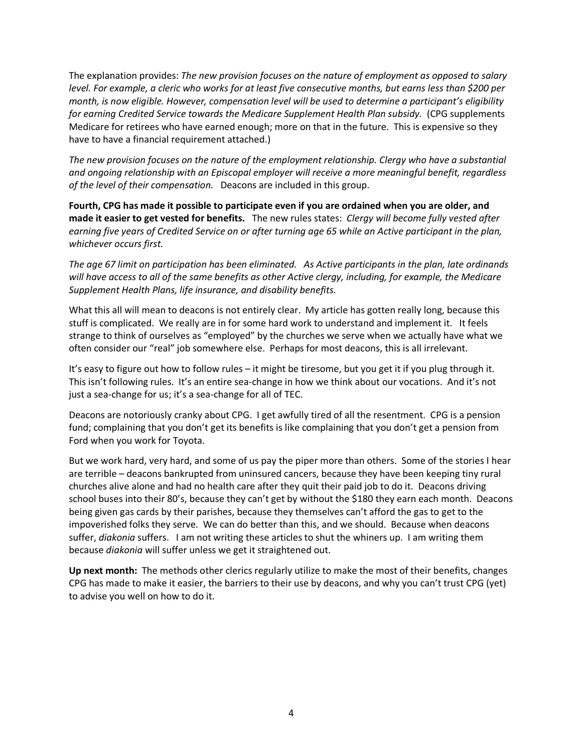The explanation provides: *The new provision focuses on the nature of employment as opposed to salary level. For example, a cleric who works for at least five consecutive months, but earns less than $200 per month, is now eligible. However, compensation level will be used to determine a participant's eligibility for earning Credited Service towards the Medicare Supplement Health Plan subsidy.* (CPG supplements Medicare for retirees who have earned enough; more on that in the future. This is expensive so they have to have a financial requirement attached.)

*The new provision focuses on the nature of the employment relationship. Clergy who have a substantial and ongoing relationship with an Episcopal employer will receive a more meaningful benefit, regardless of the level of their compensation.* Deacons are included in this group.

**Fourth, CPG has made it possible to participate even if you are ordained when you are older, and made it easier to get vested for benefits.** The new rules states: *Clergy will become fully vested after earning five years of Credited Service on or after turning age 65 while an Active participant in the plan, whichever occurs first.*

*The age 67 limit on participation has been eliminated. As Active participants in the plan, late ordinands will have access to all of the same benefits as other Active clergy, including, for example, the Medicare Supplement Health Plans, life insurance, and disability benefits.*

What this all will mean to deacons is not entirely clear. My article has gotten really long, because this stuff is complicated. We really are in for some hard work to understand and implement it. It feels strange to think of ourselves as "employed" by the churches we serve when we actually have what we often consider our "real" job somewhere else. Perhaps for most deacons, this is all irrelevant.

It's easy to figure out how to follow rules – it might be tiresome, but you get it if you plug through it. This isn't following rules. It's an entire sea-change in how we think about our vocations. And it's not just a sea-change for us; it's a sea-change for all of TEC.

Deacons are notoriously cranky about CPG. I get awfully tired of all the resentment. CPG is a pension fund; complaining that you don't get its benefits is like complaining that you don't get a pension from Ford when you work for Toyota.

But we work hard, very hard, and some of us pay the piper more than others. Some of the stories I hear are terrible – deacons bankrupted from uninsured cancers, because they have been keeping tiny rural churches alive alone and had no health care after they quit their paid job to do it. Deacons driving school buses into their 80's, because they can't get by without the $180 they earn each month. Deacons being given gas cards by their parishes, because they themselves can't afford the gas to get to the impoverished folks they serve. We can do better than this, and we should. Because when deacons suffer, *diakonia* suffers. I am not writing these articles to shut the whiners up. I am writing them because *diakonia* will suffer unless we get it straightened out.

**Up next month:** The methods other clerics regularly utilize to make the most of their benefits, changes CPG has made to make it easier, the barriers to their use by deacons, and why you can't trust CPG (yet) to advise you well on how to do it.